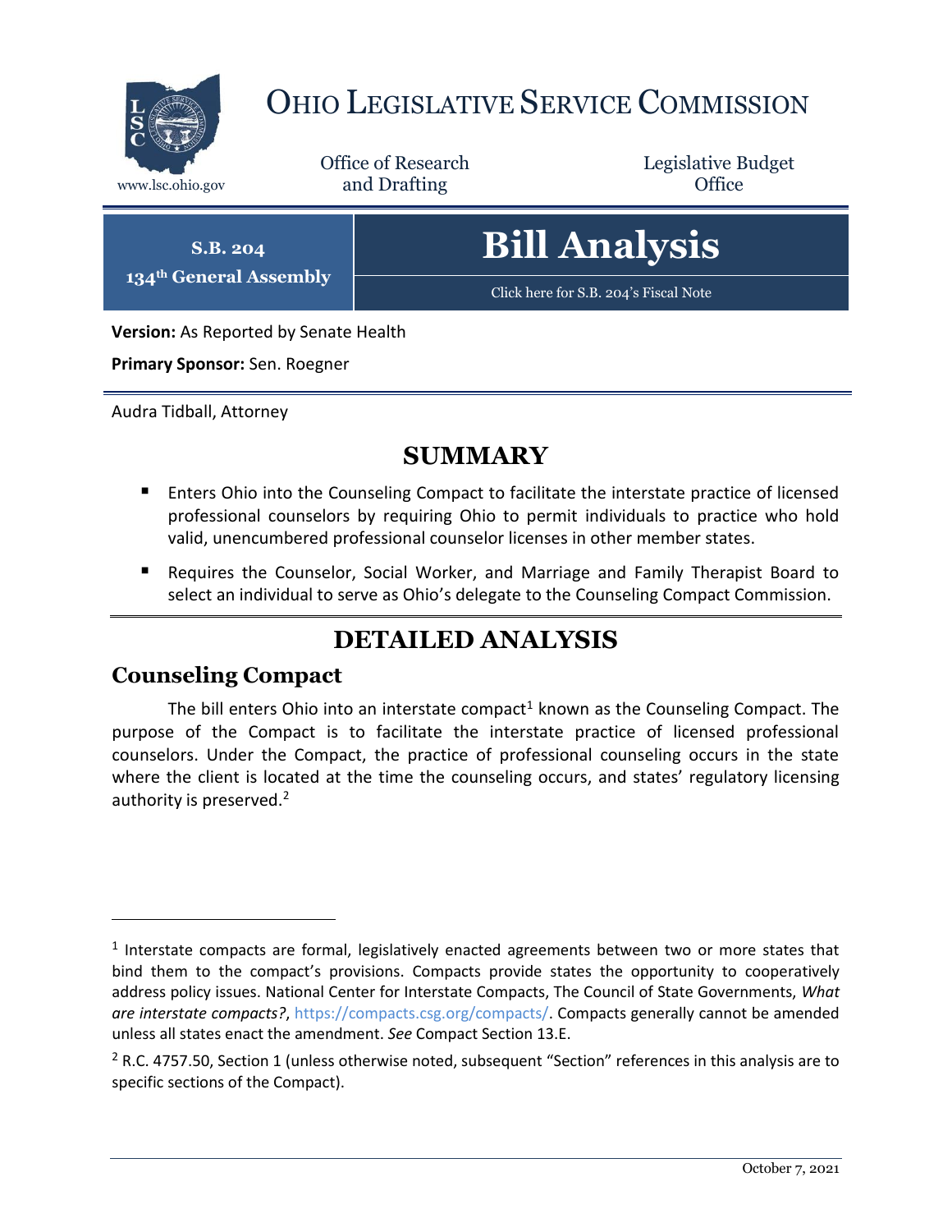# Ohio Legislative Service Commission

Office of Research and Drafting

Legislative Budget Office

www.lsc.ohio.gov

**S.B. 204**
**134th General Assembly**

# Bill Analysis

Click here for S.B. 204's Fiscal Note

**Version:** As Reported by Senate Health

**Primary Sponsor:** Sen. Roegner

Audra Tidball, Attorney

## SUMMARY

- Enters Ohio into the Counseling Compact to facilitate the interstate practice of licensed professional counselors by requiring Ohio to permit individuals to practice who hold valid, unencumbered professional counselor licenses in other member states.
- Requires the Counselor, Social Worker, and Marriage and Family Therapist Board to select an individual to serve as Ohio's delegate to the Counseling Compact Commission.

## DETAILED ANALYSIS

### Counseling Compact

The bill enters Ohio into an interstate compact[1] known as the Counseling Compact. The purpose of the Compact is to facilitate the interstate practice of licensed professional counselors. Under the Compact, the practice of professional counseling occurs in the state where the client is located at the time the counseling occurs, and states' regulatory licensing authority is preserved.[2]

---

[1] Interstate compacts are formal, legislatively enacted agreements between two or more states that bind them to the compact's provisions. Compacts provide states the opportunity to cooperatively address policy issues. National Center for Interstate Compacts, The Council of State Governments, *What are interstate compacts?*, https://compacts.csg.org/compacts/. Compacts generally cannot be amended unless all states enact the amendment. *See* Compact Section 13.E.

[2] R.C. 4757.50, Section 1 (unless otherwise noted, subsequent "Section" references in this analysis are to specific sections of the Compact).

October 7, 2021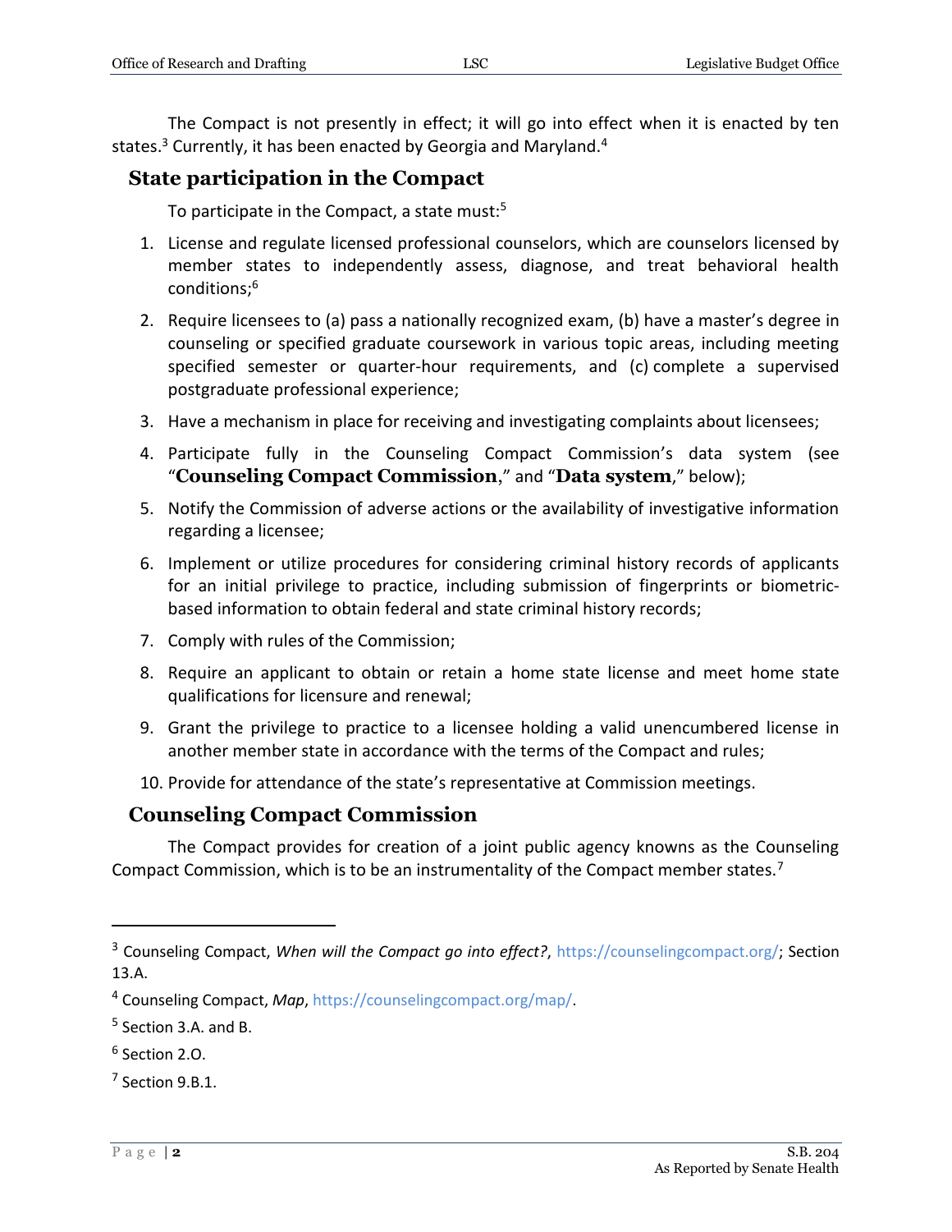The Compact is not presently in effect; it will go into effect when it is enacted by ten states.[3] Currently, it has been enacted by Georgia and Maryland.[4]

## State participation in the Compact

To participate in the Compact, a state must:[5]

1. License and regulate licensed professional counselors, which are counselors licensed by member states to independently assess, diagnose, and treat behavioral health conditions;[6]
2. Require licensees to (a) pass a nationally recognized exam, (b) have a master's degree in counseling or specified graduate coursework in various topic areas, including meeting specified semester or quarter-hour requirements, and (c) complete a supervised postgraduate professional experience;
3. Have a mechanism in place for receiving and investigating complaints about licensees;
4. Participate fully in the Counseling Compact Commission's data system (see "**Counseling Compact Commission**," and "**Data system**," below);
5. Notify the Commission of adverse actions or the availability of investigative information regarding a licensee;
6. Implement or utilize procedures for considering criminal history records of applicants for an initial privilege to practice, including submission of fingerprints or biometric-based information to obtain federal and state criminal history records;
7. Comply with rules of the Commission;
8. Require an applicant to obtain or retain a home state license and meet home state qualifications for licensure and renewal;
9. Grant the privilege to practice to a licensee holding a valid unencumbered license in another member state in accordance with the terms of the Compact and rules;
10. Provide for attendance of the state's representative at Commission meetings.

## Counseling Compact Commission

The Compact provides for creation of a joint public agency knowns as the Counseling Compact Commission, which is to be an instrumentality of the Compact member states.[7]

---

[3] Counseling Compact, *When will the Compact go into effect?*, https://counselingcompact.org/; Section 13.A.

[4] Counseling Compact, *Map*, https://counselingcompact.org/map/.

[5] Section 3.A. and B.

[6] Section 2.O.

[7] Section 9.B.1.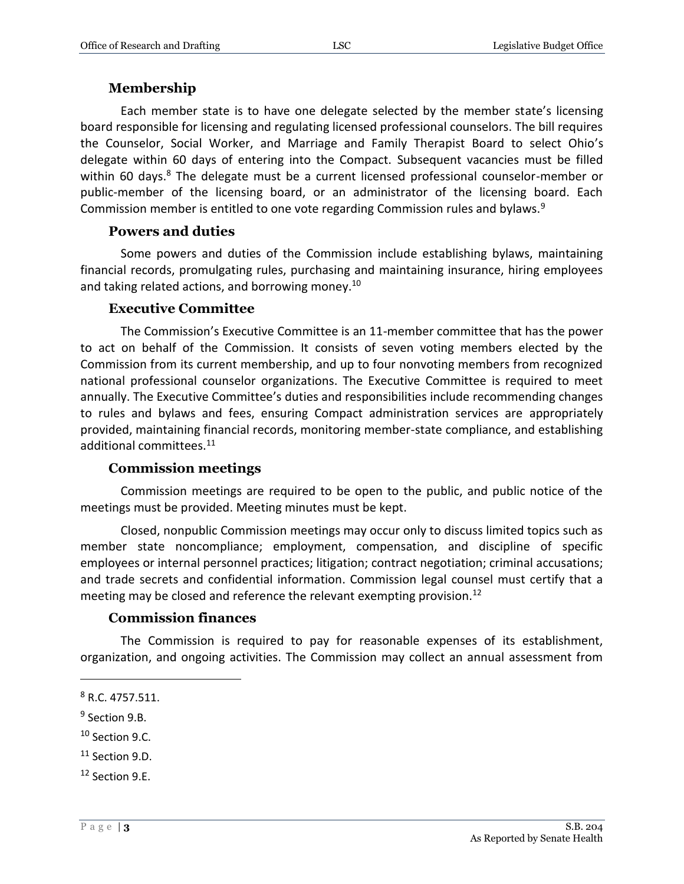### Membership

Each member state is to have one delegate selected by the member state's licensing board responsible for licensing and regulating licensed professional counselors. The bill requires the Counselor, Social Worker, and Marriage and Family Therapist Board to select Ohio's delegate within 60 days of entering into the Compact. Subsequent vacancies must be filled within 60 days.[8] The delegate must be a current licensed professional counselor-member or public-member of the licensing board, or an administrator of the licensing board. Each Commission member is entitled to one vote regarding Commission rules and bylaws.[9]

### Powers and duties

Some powers and duties of the Commission include establishing bylaws, maintaining financial records, promulgating rules, purchasing and maintaining insurance, hiring employees and taking related actions, and borrowing money.[10]

### Executive Committee

The Commission's Executive Committee is an 11-member committee that has the power to act on behalf of the Commission. It consists of seven voting members elected by the Commission from its current membership, and up to four nonvoting members from recognized national professional counselor organizations. The Executive Committee is required to meet annually. The Executive Committee's duties and responsibilities include recommending changes to rules and bylaws and fees, ensuring Compact administration services are appropriately provided, maintaining financial records, monitoring member-state compliance, and establishing additional committees.[11]

### Commission meetings

Commission meetings are required to be open to the public, and public notice of the meetings must be provided. Meeting minutes must be kept.

Closed, nonpublic Commission meetings may occur only to discuss limited topics such as member state noncompliance; employment, compensation, and discipline of specific employees or internal personnel practices; litigation; contract negotiation; criminal accusations; and trade secrets and confidential information. Commission legal counsel must certify that a meeting may be closed and reference the relevant exempting provision.[12]

### Commission finances

The Commission is required to pay for reasonable expenses of its establishment, organization, and ongoing activities. The Commission may collect an annual assessment from

---

[8] R.C. 4757.511.

[9] Section 9.B.

[10] Section 9.C.

[11] Section 9.D.

[12] Section 9.E.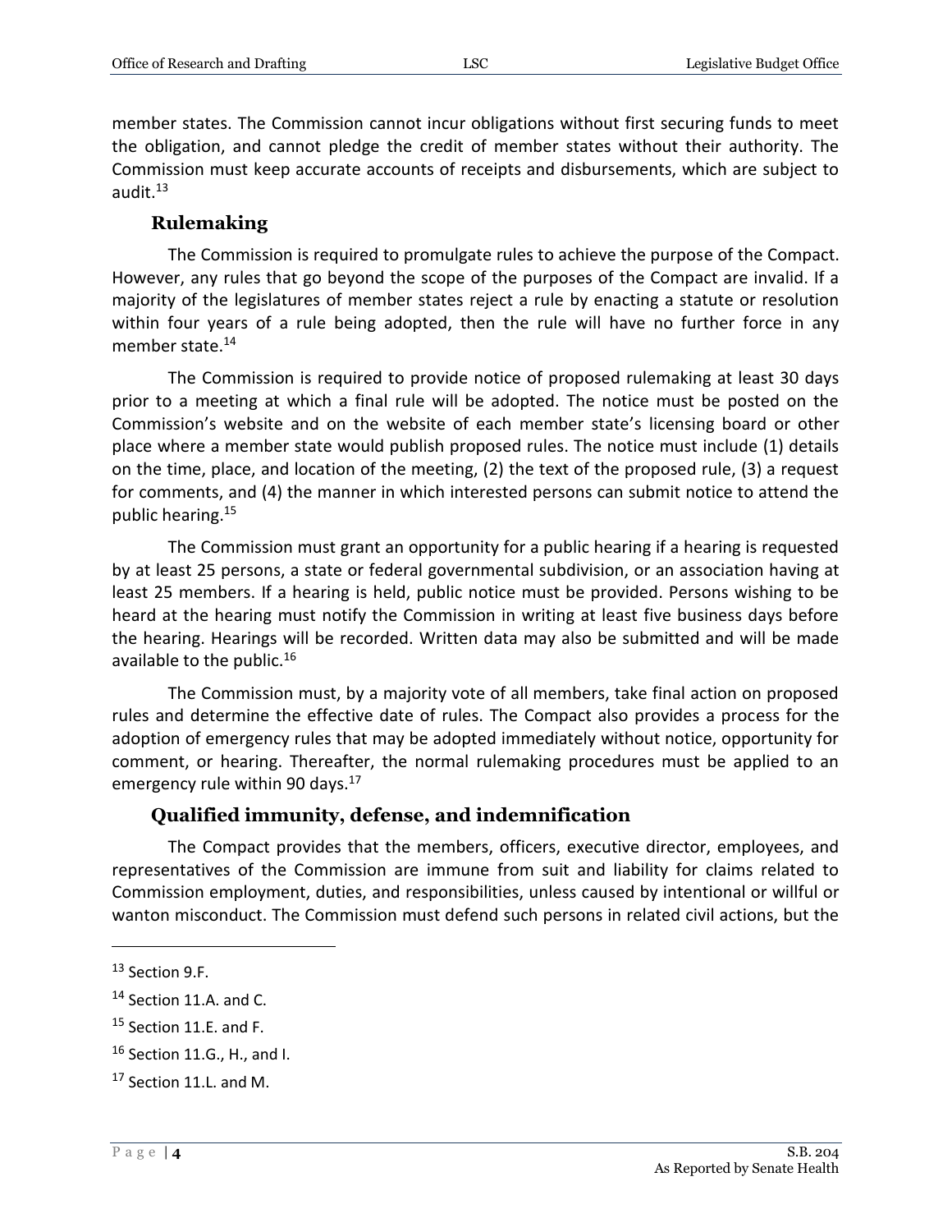member states. The Commission cannot incur obligations without first securing funds to meet the obligation, and cannot pledge the credit of member states without their authority. The Commission must keep accurate accounts of receipts and disbursements, which are subject to audit.[13]

## Rulemaking

The Commission is required to promulgate rules to achieve the purpose of the Compact. However, any rules that go beyond the scope of the purposes of the Compact are invalid. If a majority of the legislatures of member states reject a rule by enacting a statute or resolution within four years of a rule being adopted, then the rule will have no further force in any member state.[14]

The Commission is required to provide notice of proposed rulemaking at least 30 days prior to a meeting at which a final rule will be adopted. The notice must be posted on the Commission's website and on the website of each member state's licensing board or other place where a member state would publish proposed rules. The notice must include (1) details on the time, place, and location of the meeting, (2) the text of the proposed rule, (3) a request for comments, and (4) the manner in which interested persons can submit notice to attend the public hearing.[15]

The Commission must grant an opportunity for a public hearing if a hearing is requested by at least 25 persons, a state or federal governmental subdivision, or an association having at least 25 members. If a hearing is held, public notice must be provided. Persons wishing to be heard at the hearing must notify the Commission in writing at least five business days before the hearing. Hearings will be recorded. Written data may also be submitted and will be made available to the public.[16]

The Commission must, by a majority vote of all members, take final action on proposed rules and determine the effective date of rules. The Compact also provides a process for the adoption of emergency rules that may be adopted immediately without notice, opportunity for comment, or hearing. Thereafter, the normal rulemaking procedures must be applied to an emergency rule within 90 days.[17]

## Qualified immunity, defense, and indemnification

The Compact provides that the members, officers, executive director, employees, and representatives of the Commission are immune from suit and liability for claims related to Commission employment, duties, and responsibilities, unless caused by intentional or willful or wanton misconduct. The Commission must defend such persons in related civil actions, but the

---

[13] Section 9.F.

[14] Section 11.A. and C.

[15] Section 11.E. and F.

[16] Section 11.G., H., and I.

[17] Section 11.L. and M.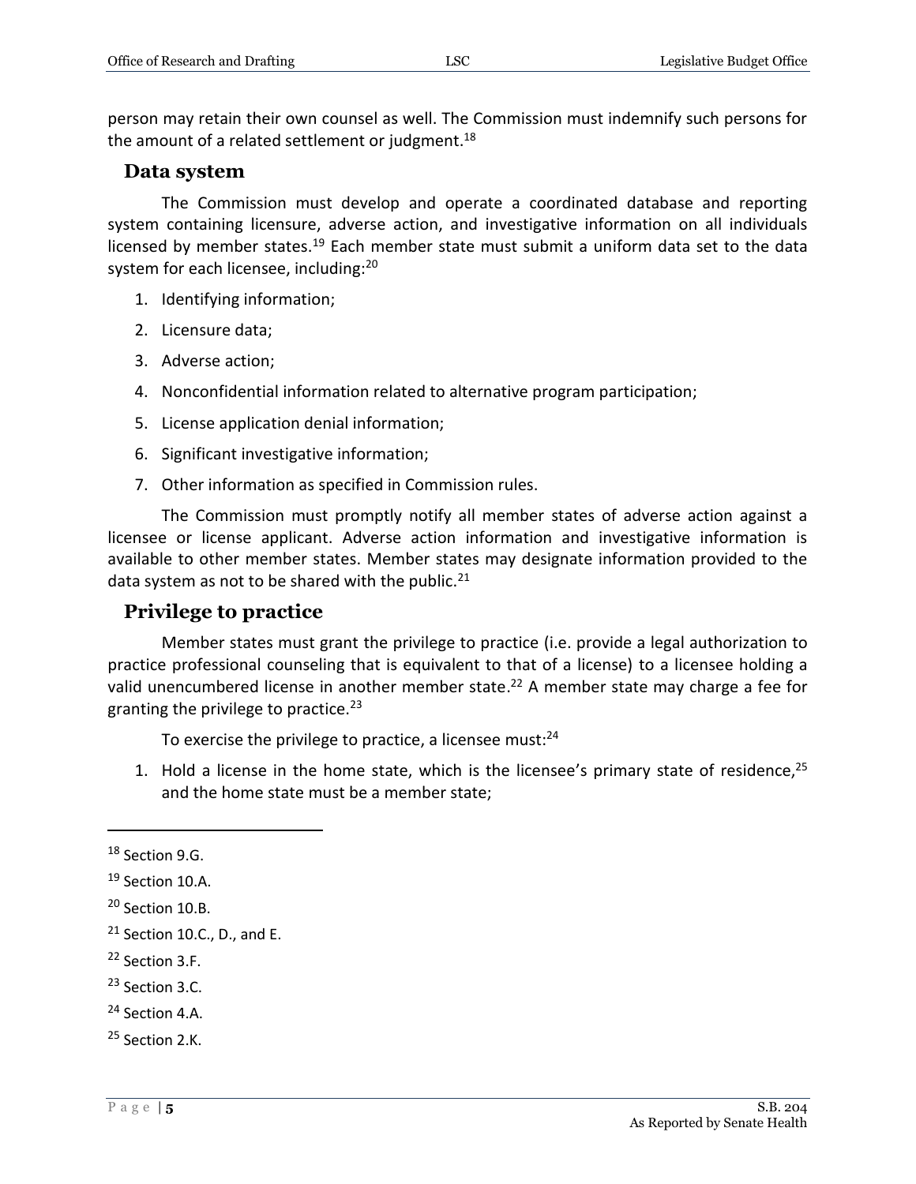person may retain their own counsel as well. The Commission must indemnify such persons for the amount of a related settlement or judgment.[18]

## Data system

The Commission must develop and operate a coordinated database and reporting system containing licensure, adverse action, and investigative information on all individuals licensed by member states.[19] Each member state must submit a uniform data set to the data system for each licensee, including:[20]

1. Identifying information;
2. Licensure data;
3. Adverse action;
4. Nonconfidential information related to alternative program participation;
5. License application denial information;
6. Significant investigative information;
7. Other information as specified in Commission rules.

The Commission must promptly notify all member states of adverse action against a licensee or license applicant. Adverse action information and investigative information is available to other member states. Member states may designate information provided to the data system as not to be shared with the public.[21]

## Privilege to practice

Member states must grant the privilege to practice (i.e. provide a legal authorization to practice professional counseling that is equivalent to that of a license) to a licensee holding a valid unencumbered license in another member state.[22] A member state may charge a fee for granting the privilege to practice.[23]

To exercise the privilege to practice, a licensee must:[24]

1. Hold a license in the home state, which is the licensee's primary state of residence,[25] and the home state must be a member state;

---

[18] Section 9.G.

[19] Section 10.A.

[20] Section 10.B.

[21] Section 10.C., D., and E.

[22] Section 3.F.

[23] Section 3.C.

[24] Section 4.A.

[25] Section 2.K.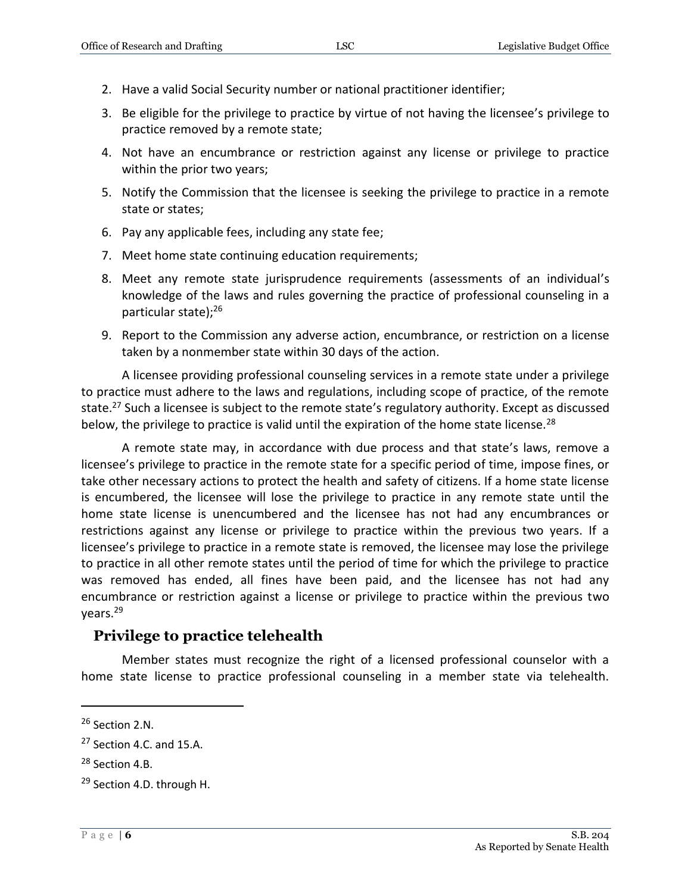2. Have a valid Social Security number or national practitioner identifier;
3. Be eligible for the privilege to practice by virtue of not having the licensee's privilege to practice removed by a remote state;
4. Not have an encumbrance or restriction against any license or privilege to practice within the prior two years;
5. Notify the Commission that the licensee is seeking the privilege to practice in a remote state or states;
6. Pay any applicable fees, including any state fee;
7. Meet home state continuing education requirements;
8. Meet any remote state jurisprudence requirements (assessments of an individual's knowledge of the laws and rules governing the practice of professional counseling in a particular state);[26]
9. Report to the Commission any adverse action, encumbrance, or restriction on a license taken by a nonmember state within 30 days of the action.

A licensee providing professional counseling services in a remote state under a privilege to practice must adhere to the laws and regulations, including scope of practice, of the remote state.[27] Such a licensee is subject to the remote state's regulatory authority. Except as discussed below, the privilege to practice is valid until the expiration of the home state license.[28]

A remote state may, in accordance with due process and that state's laws, remove a licensee's privilege to practice in the remote state for a specific period of time, impose fines, or take other necessary actions to protect the health and safety of citizens. If a home state license is encumbered, the licensee will lose the privilege to practice in any remote state until the home state license is unencumbered and the licensee has not had any encumbrances or restrictions against any license or privilege to practice within the previous two years. If a licensee's privilege to practice in a remote state is removed, the licensee may lose the privilege to practice in all other remote states until the period of time for which the privilege to practice was removed has ended, all fines have been paid, and the licensee has not had any encumbrance or restriction against a license or privilege to practice within the previous two years.[29]

## Privilege to practice telehealth

Member states must recognize the right of a licensed professional counselor with a home state license to practice professional counseling in a member state via telehealth.

---

[26] Section 2.N.

[27] Section 4.C. and 15.A.

[28] Section 4.B.

[29] Section 4.D. through H.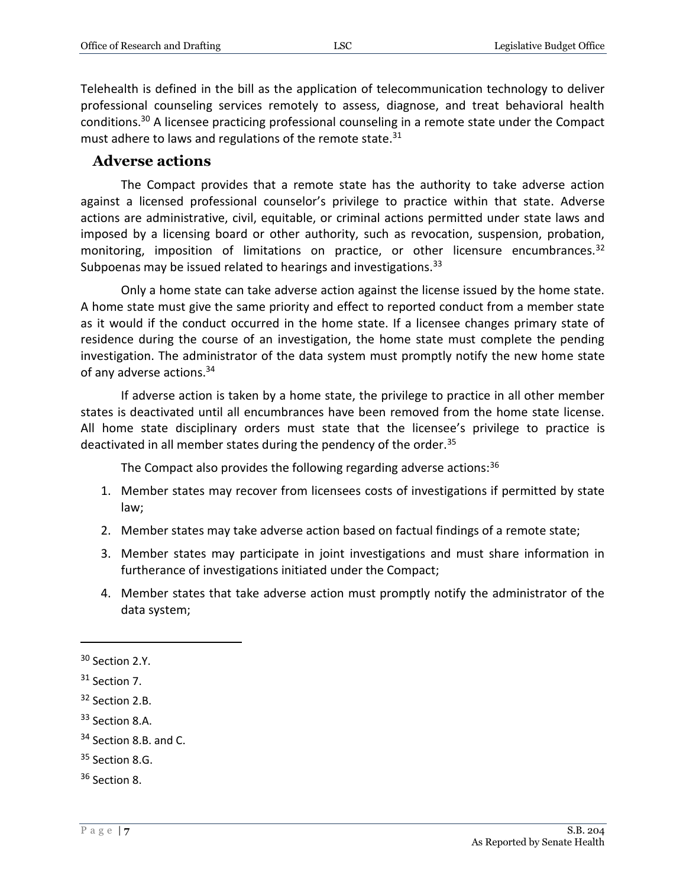Telehealth is defined in the bill as the application of telecommunication technology to deliver professional counseling services remotely to assess, diagnose, and treat behavioral health conditions.[30] A licensee practicing professional counseling in a remote state under the Compact must adhere to laws and regulations of the remote state.[31]

## Adverse actions

The Compact provides that a remote state has the authority to take adverse action against a licensed professional counselor's privilege to practice within that state. Adverse actions are administrative, civil, equitable, or criminal actions permitted under state laws and imposed by a licensing board or other authority, such as revocation, suspension, probation, monitoring, imposition of limitations on practice, or other licensure encumbrances.[32] Subpoenas may be issued related to hearings and investigations.[33]

Only a home state can take adverse action against the license issued by the home state. A home state must give the same priority and effect to reported conduct from a member state as it would if the conduct occurred in the home state. If a licensee changes primary state of residence during the course of an investigation, the home state must complete the pending investigation. The administrator of the data system must promptly notify the new home state of any adverse actions.[34]

If adverse action is taken by a home state, the privilege to practice in all other member states is deactivated until all encumbrances have been removed from the home state license. All home state disciplinary orders must state that the licensee's privilege to practice is deactivated in all member states during the pendency of the order.[35]

The Compact also provides the following regarding adverse actions:[36]

1. Member states may recover from licensees costs of investigations if permitted by state law;
2. Member states may take adverse action based on factual findings of a remote state;
3. Member states may participate in joint investigations and must share information in furtherance of investigations initiated under the Compact;
4. Member states that take adverse action must promptly notify the administrator of the data system;

---

[30] Section 2.Y.

[31] Section 7.

[32] Section 2.B.

[33] Section 8.A.

[34] Section 8.B. and C.

[35] Section 8.G.

[36] Section 8.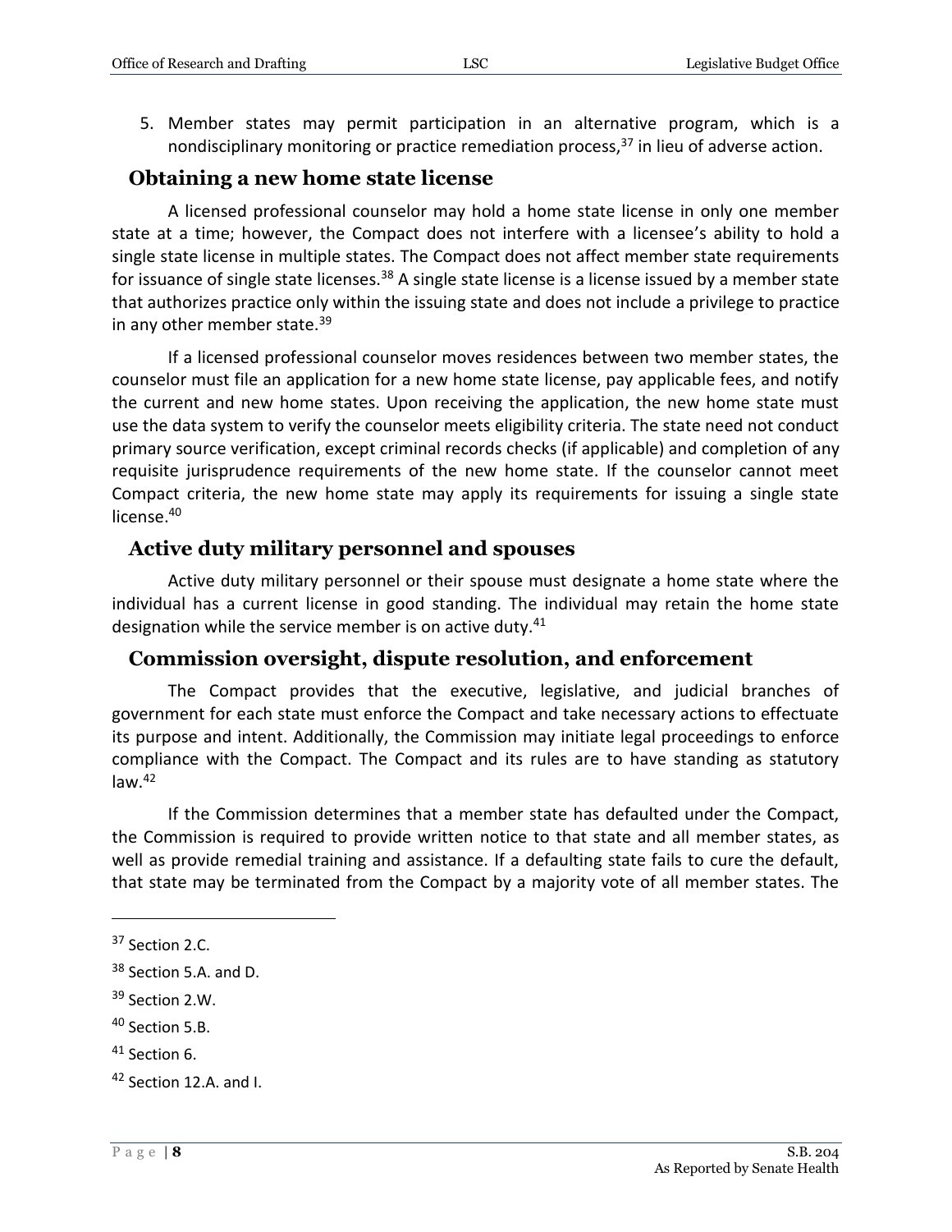5. Member states may permit participation in an alternative program, which is a nondisciplinary monitoring or practice remediation process,[37] in lieu of adverse action.

## Obtaining a new home state license

A licensed professional counselor may hold a home state license in only one member state at a time; however, the Compact does not interfere with a licensee's ability to hold a single state license in multiple states. The Compact does not affect member state requirements for issuance of single state licenses.[38] A single state license is a license issued by a member state that authorizes practice only within the issuing state and does not include a privilege to practice in any other member state.[39]

If a licensed professional counselor moves residences between two member states, the counselor must file an application for a new home state license, pay applicable fees, and notify the current and new home states. Upon receiving the application, the new home state must use the data system to verify the counselor meets eligibility criteria. The state need not conduct primary source verification, except criminal records checks (if applicable) and completion of any requisite jurisprudence requirements of the new home state. If the counselor cannot meet Compact criteria, the new home state may apply its requirements for issuing a single state license.[40]

## Active duty military personnel and spouses

Active duty military personnel or their spouse must designate a home state where the individual has a current license in good standing. The individual may retain the home state designation while the service member is on active duty.[41]

## Commission oversight, dispute resolution, and enforcement

The Compact provides that the executive, legislative, and judicial branches of government for each state must enforce the Compact and take necessary actions to effectuate its purpose and intent. Additionally, the Commission may initiate legal proceedings to enforce compliance with the Compact. The Compact and its rules are to have standing as statutory law.[42]

If the Commission determines that a member state has defaulted under the Compact, the Commission is required to provide written notice to that state and all member states, as well as provide remedial training and assistance. If a defaulting state fails to cure the default, that state may be terminated from the Compact by a majority vote of all member states. The

---

[37] Section 2.C.

[38] Section 5.A. and D.

[39] Section 2.W.

[40] Section 5.B.

[41] Section 6.

[42] Section 12.A. and I.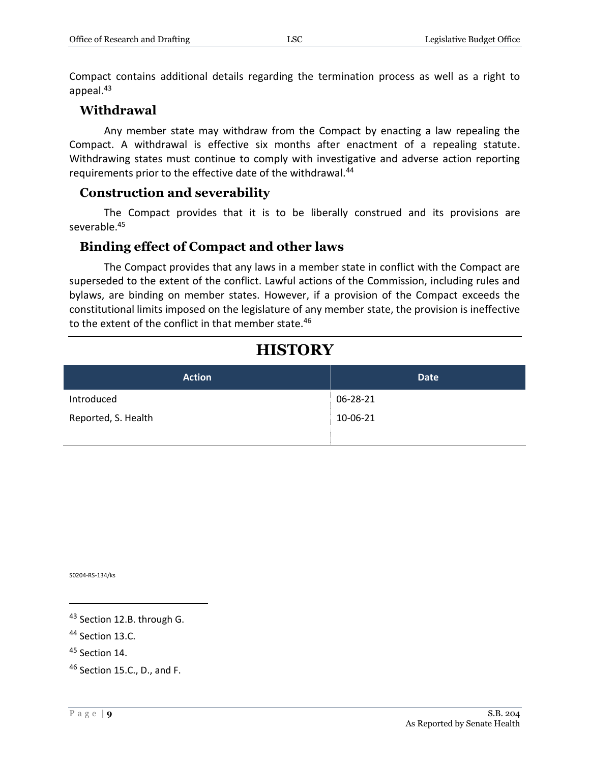Compact contains additional details regarding the termination process as well as a right to appeal.[43]

## Withdrawal

Any member state may withdraw from the Compact by enacting a law repealing the Compact. A withdrawal is effective six months after enactment of a repealing statute. Withdrawing states must continue to comply with investigative and adverse action reporting requirements prior to the effective date of the withdrawal.[44]

## Construction and severability

The Compact provides that it is to be liberally construed and its provisions are severable.[45]

## Binding effect of Compact and other laws

The Compact provides that any laws in a member state in conflict with the Compact are superseded to the extent of the conflict. Lawful actions of the Commission, including rules and bylaws, are binding on member states. However, if a provision of the Compact exceeds the constitutional limits imposed on the legislature of any member state, the provision is ineffective to the extent of the conflict in that member state.[46]

# HISTORY

| Action | Date |
| --- | --- |
| Introduced | 06-28-21 |
| Reported, S. Health | 10-06-21 |

S0204-RS-134/ks

[43] Section 12.B. through G.

[44] Section 13.C.

[45] Section 14.

[46] Section 15.C., D., and F.